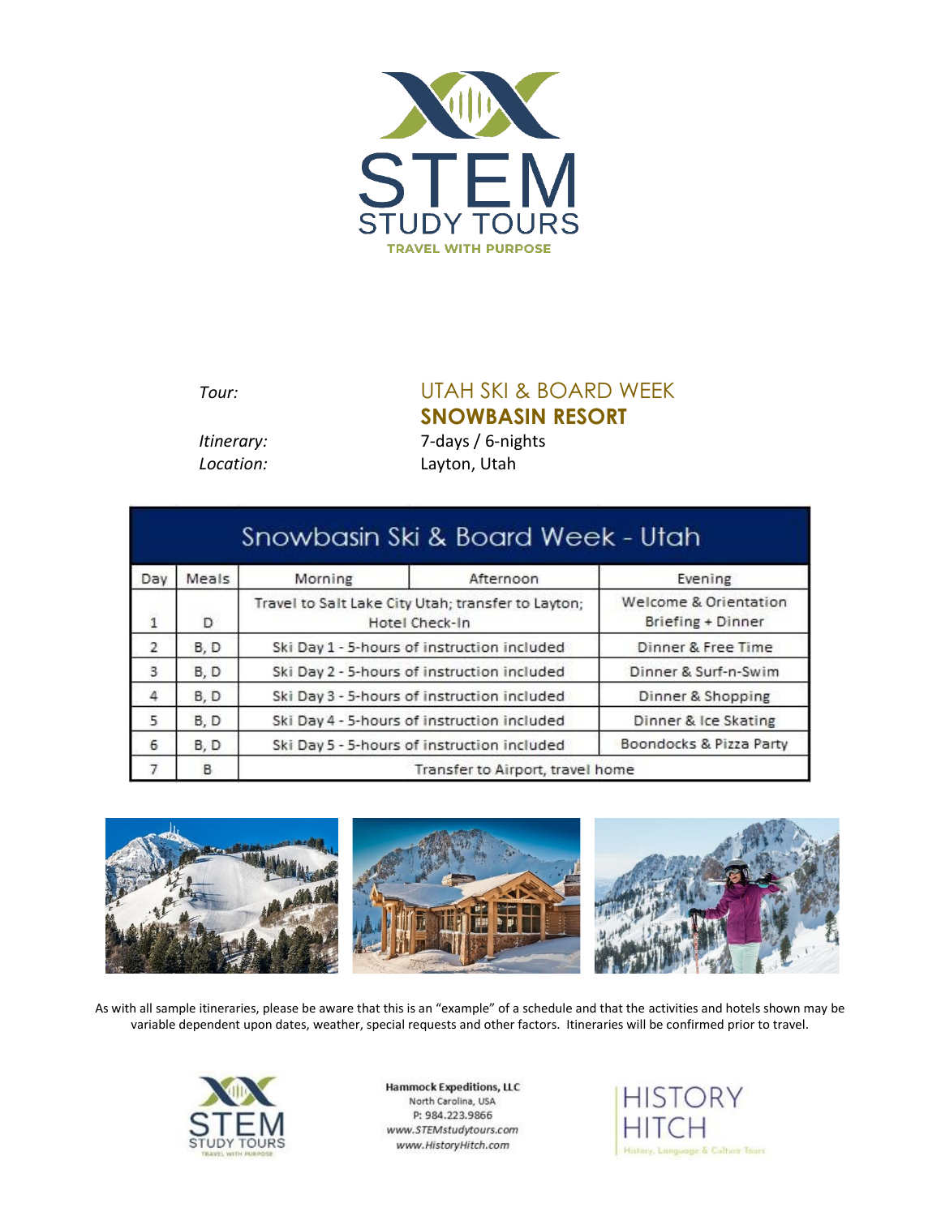STEM STUDY TOURS

TRAVEL WITH PURPOSE

*Tour:* UTAH SKI & BOARD WEEK

**SNOWBASIN RESORT**

*Itinerary:* 7-days / 6-nights

*Location:* Layton, Utah

| Snowbasin Ski & Board Week - Utah | | | | |
|---|---|---|---|---|
| Day | Meals | Morning | Afternoon | Evening |
| 1 | D | Travel to Salt Lake City Utah; transfer to Layton; Hotel Check-In | | Welcome & Orientation Briefing + Dinner |
| 2 | B, D | Ski Day 1 - 5-hours of instruction included | | Dinner & Free Time |
| 3 | B, D | Ski Day 2 - 5-hours of instruction included | | Dinner & Surf-n-Swim |
| 4 | B, D | Ski Day 3 - 5-hours of instruction included | | Dinner & Shopping |
| 5 | B, D | Ski Day 4 - 5-hours of instruction included | | Dinner & Ice Skating |
| 6 | B, D | Ski Day 5 - 5-hours of instruction included | | Boondocks & Pizza Party |
| 7 | B | Transfer to Airport, travel home | | |

As with all sample itineraries, please be aware that this is an "example" of a schedule and that the activities and hotels shown may be variable dependent upon dates, weather, special requests and other factors. Itineraries will be confirmed prior to travel.

Hammock Expeditions, LLC
North Carolina, USA
P: 984.223.9866
*www.STEMstudytours.com*
*www.HistoryHitch.com*

HISTORY HITCH
History, Language & Culture Tours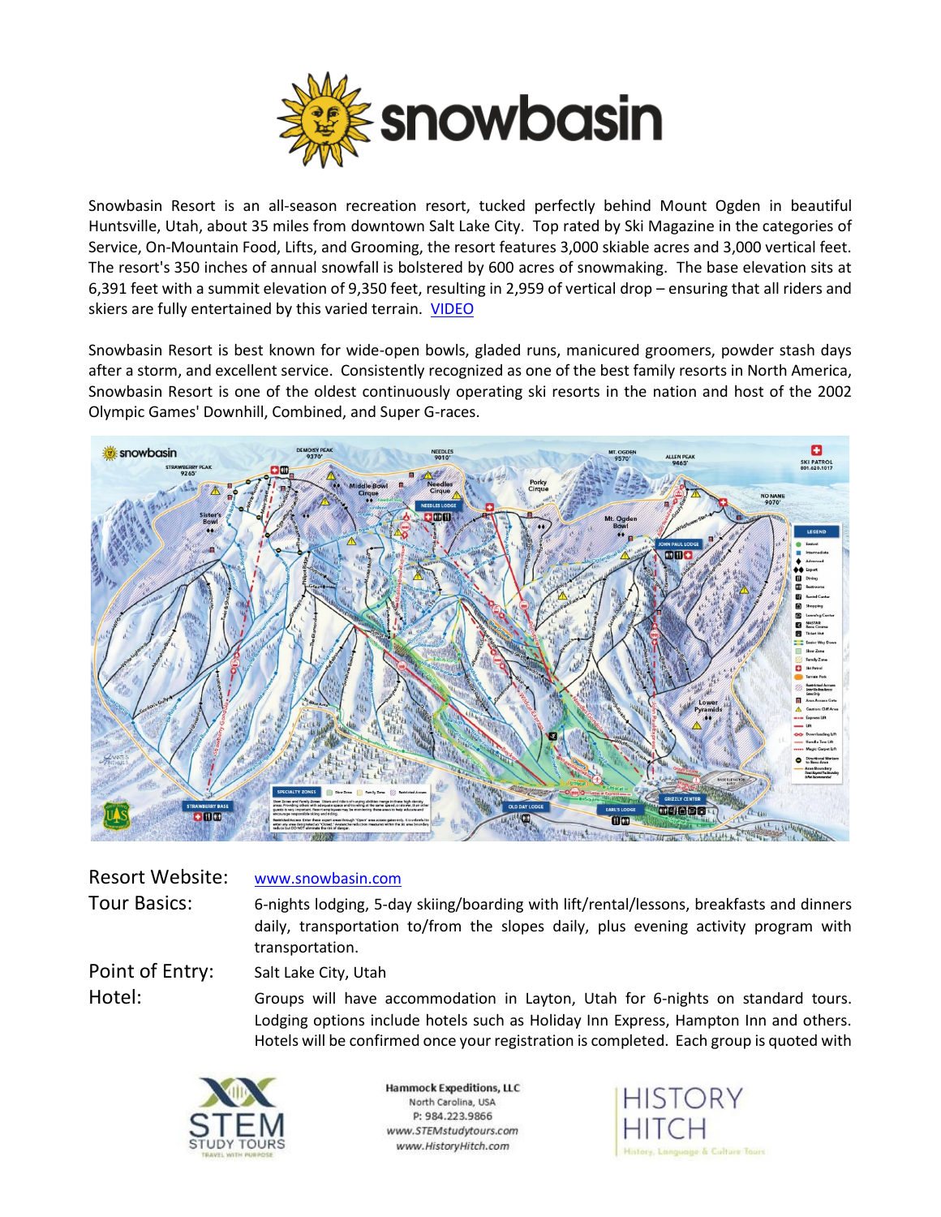Snowbasin Resort is an all-season recreation resort, tucked perfectly behind Mount Ogden in beautiful Huntsville, Utah, about 35 miles from downtown Salt Lake City. Top rated by Ski Magazine in the categories of Service, On-Mountain Food, Lifts, and Grooming, the resort features 3,000 skiable acres and 3,000 vertical feet. The resort's 350 inches of annual snowfall is bolstered by 600 acres of snowmaking. The base elevation sits at 6,391 feet with a summit elevation of 9,350 feet, resulting in 2,959 of vertical drop – ensuring that all riders and skiers are fully entertained by this varied terrain. VIDEO

Snowbasin Resort is best known for wide-open bowls, gladed runs, manicured groomers, powder stash days after a storm, and excellent service. Consistently recognized as one of the best family resorts in North America, Snowbasin Resort is one of the oldest continuously operating ski resorts in the nation and host of the 2002 Olympic Games' Downhill, Combined, and Super G-races.

| | |
|---|---|
| Resort Website: | www.snowbasin.com |
| Tour Basics: | 6-nights lodging, 5-day skiing/boarding with lift/rental/lessons, breakfasts and dinners daily, transportation to/from the slopes daily, plus evening activity program with transportation. |
| Point of Entry: | Salt Lake City, Utah |
| Hotel: | Groups will have accommodation in Layton, Utah for 6-nights on standard tours. Lodging options include hotels such as Holiday Inn Express, Hampton Inn and others. Hotels will be confirmed once your registration is completed. Each group is quoted with |

Hammock Expeditions, LLC
North Carolina, USA
P: 984.223.9866
www.STEMstudytours.com
www.HistoryHitch.com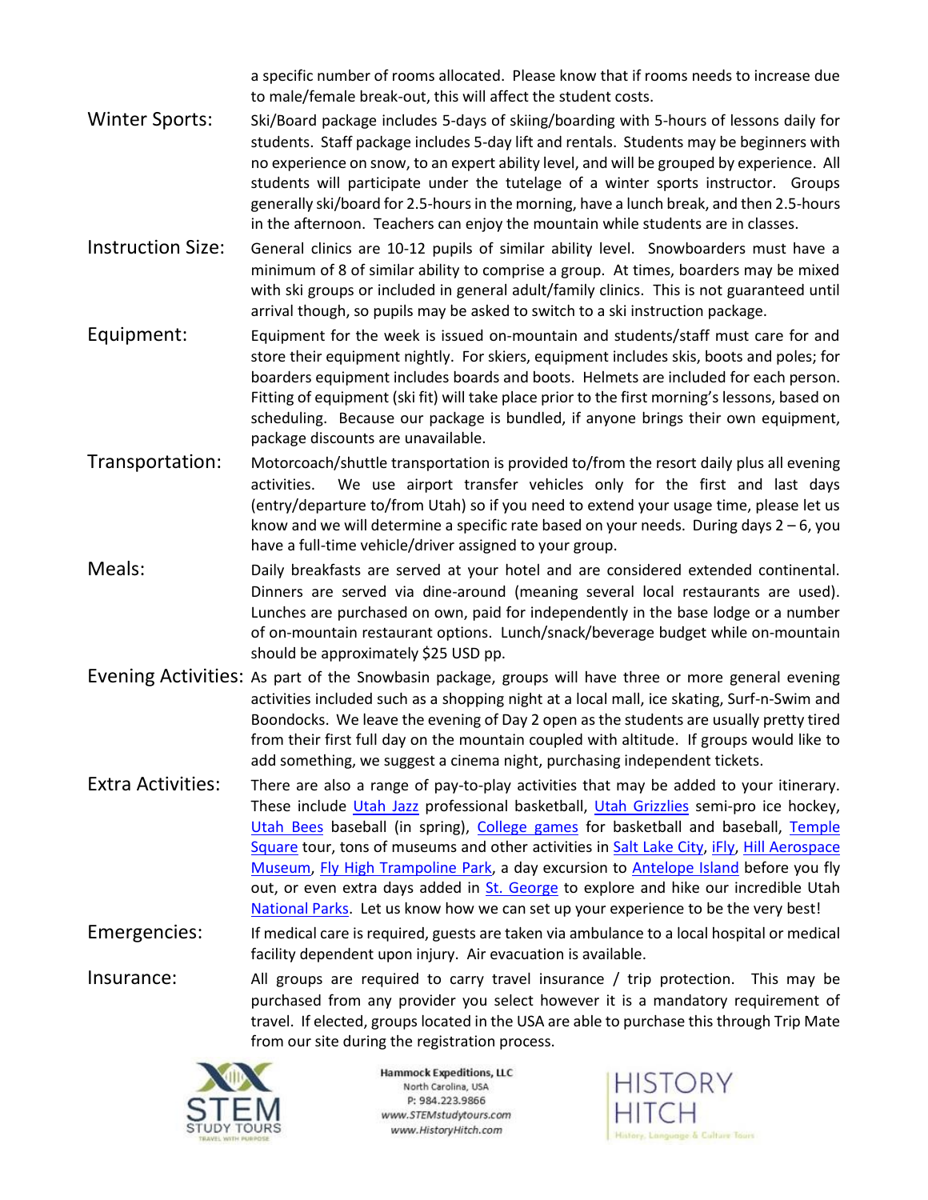a specific number of rooms allocated. Please know that if rooms needs to increase due to male/female break-out, this will affect the student costs.

**Winter Sports:** Ski/Board package includes 5-days of skiing/boarding with 5-hours of lessons daily for students. Staff package includes 5-day lift and rentals. Students may be beginners with no experience on snow, to an expert ability level, and will be grouped by experience. All students will participate under the tutelage of a winter sports instructor. Groups generally ski/board for 2.5-hours in the morning, have a lunch break, and then 2.5-hours in the afternoon. Teachers can enjoy the mountain while students are in classes.

**Instruction Size:** General clinics are 10-12 pupils of similar ability level. Snowboarders must have a minimum of 8 of similar ability to comprise a group. At times, boarders may be mixed with ski groups or included in general adult/family clinics. This is not guaranteed until arrival though, so pupils may be asked to switch to a ski instruction package.

**Equipment:** Equipment for the week is issued on-mountain and students/staff must care for and store their equipment nightly. For skiers, equipment includes skis, boots and poles; for boarders equipment includes boards and boots. Helmets are included for each person. Fitting of equipment (ski fit) will take place prior to the first morning's lessons, based on scheduling. Because our package is bundled, if anyone brings their own equipment, package discounts are unavailable.

**Transportation:** Motorcoach/shuttle transportation is provided to/from the resort daily plus all evening activities. We use airport transfer vehicles only for the first and last days (entry/departure to/from Utah) so if you need to extend your usage time, please let us know and we will determine a specific rate based on your needs. During days 2 – 6, you have a full-time vehicle/driver assigned to your group.

**Meals:** Daily breakfasts are served at your hotel and are considered extended continental. Dinners are served via dine-around (meaning several local restaurants are used). Lunches are purchased on own, paid for independently in the base lodge or a number of on-mountain restaurant options. Lunch/snack/beverage budget while on-mountain should be approximately $25 USD pp.

**Evening Activities:** As part of the Snowbasin package, groups will have three or more general evening activities included such as a shopping night at a local mall, ice skating, Surf-n-Swim and Boondocks. We leave the evening of Day 2 open as the students are usually pretty tired from their first full day on the mountain coupled with altitude. If groups would like to add something, we suggest a cinema night, purchasing independent tickets.

**Extra Activities:** There are also a range of pay-to-play activities that may be added to your itinerary. These include Utah Jazz professional basketball, Utah Grizzlies semi-pro ice hockey, Utah Bees baseball (in spring), College games for basketball and baseball, Temple Square tour, tons of museums and other activities in Salt Lake City, iFly, Hill Aerospace Museum, Fly High Trampoline Park, a day excursion to Antelope Island before you fly out, or even extra days added in St. George to explore and hike our incredible Utah National Parks. Let us know how we can set up your experience to be the very best!

**Emergencies:** If medical care is required, guests are taken via ambulance to a local hospital or medical facility dependent upon injury. Air evacuation is available.

**Insurance:** All groups are required to carry travel insurance / trip protection. This may be purchased from any provider you select however it is a mandatory requirement of travel. If elected, groups located in the USA are able to purchase this through Trip Mate from our site during the registration process.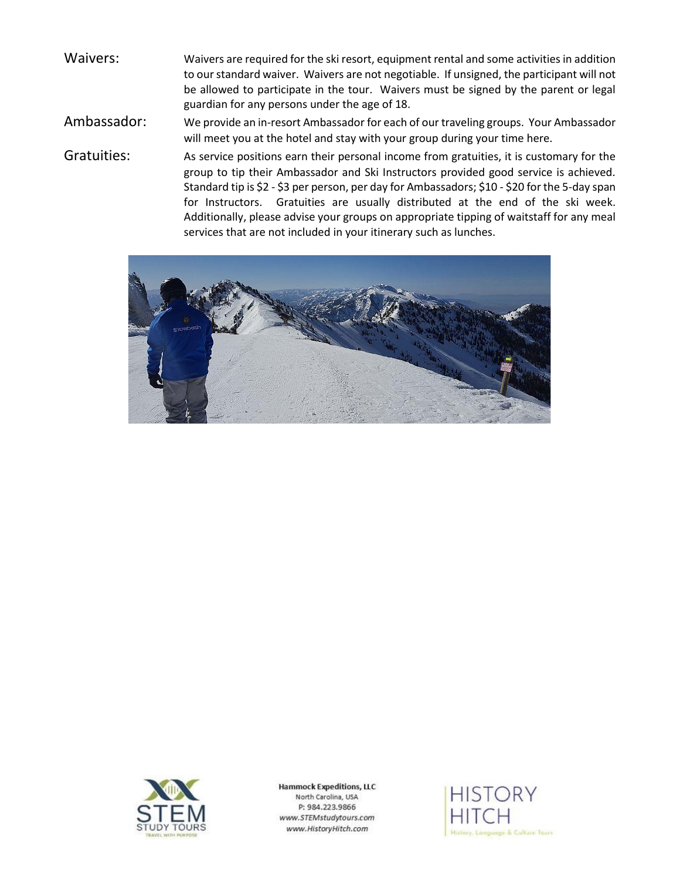**Waivers:** Waivers are required for the ski resort, equipment rental and some activities in addition to our standard waiver. Waivers are not negotiable. If unsigned, the participant will not be allowed to participate in the tour. Waivers must be signed by the parent or legal guardian for any persons under the age of 18.

**Ambassador:** We provide an in-resort Ambassador for each of our traveling groups. Your Ambassador will meet you at the hotel and stay with your group during your time here.

**Gratuities:** As service positions earn their personal income from gratuities, it is customary for the group to tip their Ambassador and Ski Instructors provided good service is achieved. Standard tip is $2 - $3 per person, per day for Ambassadors; $10 - $20 for the 5-day span for Instructors. Gratuities are usually distributed at the end of the ski week. Additionally, please advise your groups on appropriate tipping of waitstaff for any meal services that are not included in your itinerary such as lunches.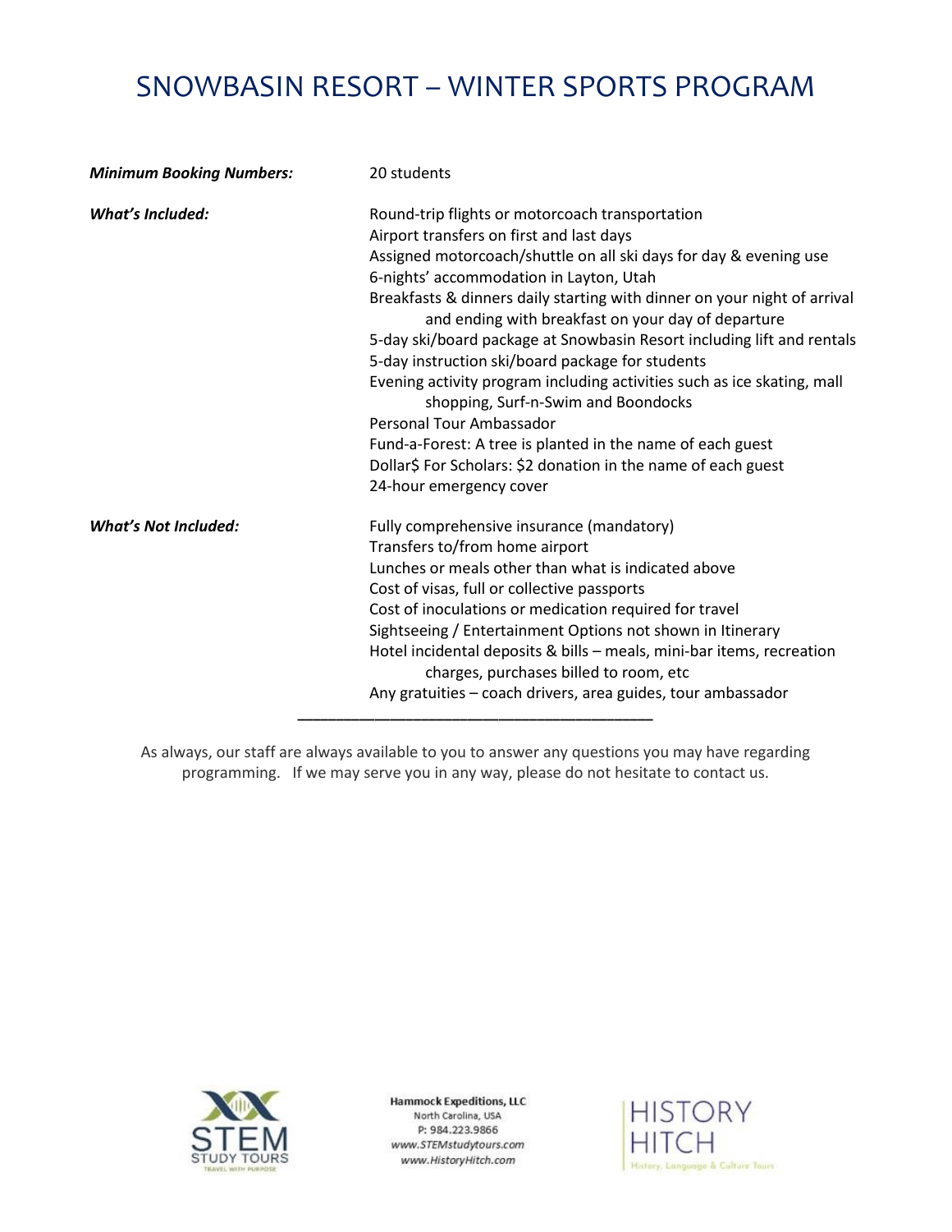# SNOWBASIN RESORT – WINTER SPORTS PROGRAM

***Minimum Booking Numbers:*** 20 students

***What's Included:***

- Round-trip flights or motorcoach transportation
- Airport transfers on first and last days
- Assigned motorcoach/shuttle on all ski days for day & evening use
- 6-nights' accommodation in Layton, Utah
- Breakfasts & dinners daily starting with dinner on your night of arrival and ending with breakfast on your day of departure
- 5-day ski/board package at Snowbasin Resort including lift and rentals
- 5-day instruction ski/board package for students
- Evening activity program including activities such as ice skating, mall shopping, Surf-n-Swim and Boondocks
- Personal Tour Ambassador
- Fund-a-Forest: A tree is planted in the name of each guest
- Dollar$ For Scholars: $2 donation in the name of each guest
- 24-hour emergency cover

***What's Not Included:***

- Fully comprehensive insurance (mandatory)
- Transfers to/from home airport
- Lunches or meals other than what is indicated above
- Cost of visas, full or collective passports
- Cost of inoculations or medication required for travel
- Sightseeing / Entertainment Options not shown in Itinerary
- Hotel incidental deposits & bills – meals, mini-bar items, recreation charges, purchases billed to room, etc
- Any gratuities – coach drivers, area guides, tour ambassador

---

As always, our staff are always available to you to answer any questions you may have regarding programming. If we may serve you in any way, please do not hesitate to contact us.

STEM STUDY TOURS
TRAVEL WITH PURPOSE

**Hammock Expeditions, LLC**
North Carolina, USA
P: 984.223.9866
*www.STEMstudytours.com*
*www.HistoryHitch.com*

HISTORY HITCH
History, Language & Culture Tours